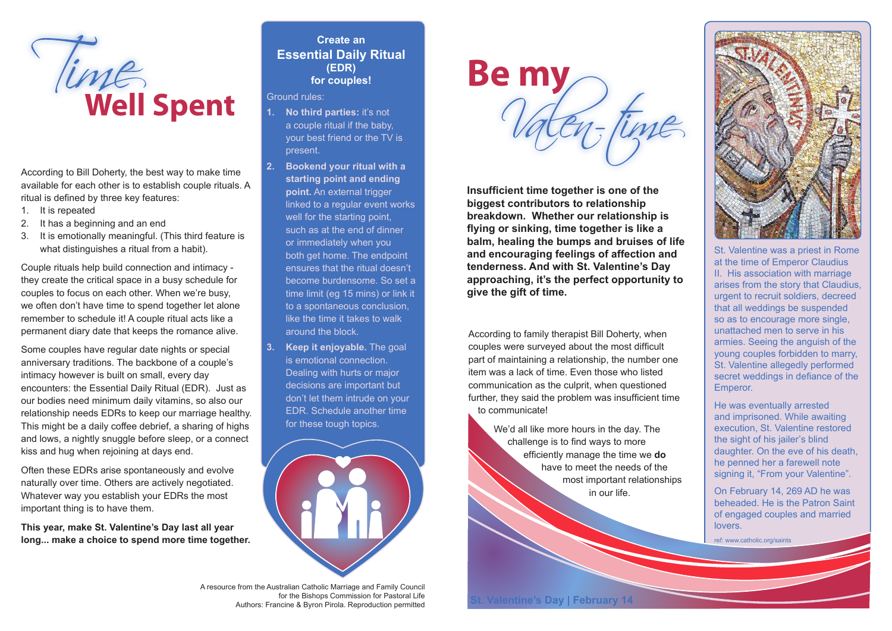# Time Well Spent

According to Bill Doherty, the best way to make time available for each other is to establish couple rituals. A ritual is defined by three key features:

1. It is repeated
2. It has a beginning and an end
3. It is emotionally meaningful. (This third feature is what distinguishes a ritual from a habit).

Couple rituals help build connection and intimacy - they create the critical space in a busy schedule for couples to focus on each other. When we're busy, we often don't have time to spend together let alone remember to schedule it! A couple ritual acts like a permanent diary date that keeps the romance alive.

Some couples have regular date nights or special anniversary traditions. The backbone of a couple's intimacy however is built on small, every day encounters: the Essential Daily Ritual (EDR). Just as our bodies need minimum daily vitamins, so also our relationship needs EDRs to keep our marriage healthy. This might be a daily coffee debrief, a sharing of highs and lows, a nightly snuggle before sleep, or a connect kiss and hug when rejoining at days end.

Often these EDRs arise spontaneously and evolve naturally over time. Others are actively negotiated. Whatever way you establish your EDRs the most important thing is to have them.

**This year, make St. Valentine's Day last all year long... make a choice to spend more time together.**

## Create an Essential Daily Ritual (EDR) for couples!

Ground rules:

1. **No third parties:** it's not a couple ritual if the baby, your best friend or the TV is present.
2. **Bookend your ritual with a starting point and ending point.** An external trigger linked to a regular event works well for the starting point, such as at the end of dinner or immediately when you both get home. The endpoint ensures that the ritual doesn't become burdensome. So set a time limit (eg 15 mins) or link it to a spontaneous conclusion, like the time it takes to walk around the block.
3. **Keep it enjoyable.** The goal is emotional connection. Dealing with hurts or major decisions are important but don't let them intrude on your EDR. Schedule another time for these tough topics.

A resource from the Australian Catholic Marriage and Family Council for the Bishops Commission for Pastoral Life
Authors: Francine & Byron Pirola. Reproduction permitted

# Be my Valen-time

**Insufficient time together is one of the biggest contributors to relationship breakdown. Whether our relationship is flying or sinking, time together is like a balm, healing the bumps and bruises of life and encouraging feelings of affection and tenderness. And with St. Valentine's Day approaching, it's the perfect opportunity to give the gift of time.**

According to family therapist Bill Doherty, when couples were surveyed about the most difficult part of maintaining a relationship, the number one item was a lack of time. Even those who listed communication as the culprit, when questioned further, they said the problem was insufficient time to communicate!

We'd all like more hours in the day. The challenge is to find ways to more efficiently manage the time we **do** have to meet the needs of the most important relationships in our life.

St. Valentine's Day | February 14

St. Valentine was a priest in Rome at the time of Emperor Claudius II. His association with marriage arises from the story that Claudius, urgent to recruit soldiers, decreed that all weddings be suspended so as to encourage more single, unattached men to serve in his armies. Seeing the anguish of the young couples forbidden to marry, St. Valentine allegedly performed secret weddings in defiance of the Emperor.

He was eventually arrested and imprisoned. While awaiting execution, St. Valentine restored the sight of his jailer's blind daughter. On the eve of his death, he penned her a farewell note signing it, "From your Valentine".

On February 14, 269 AD he was beheaded. He is the Patron Saint of engaged couples and married lovers.

ref: www.catholic.org/saints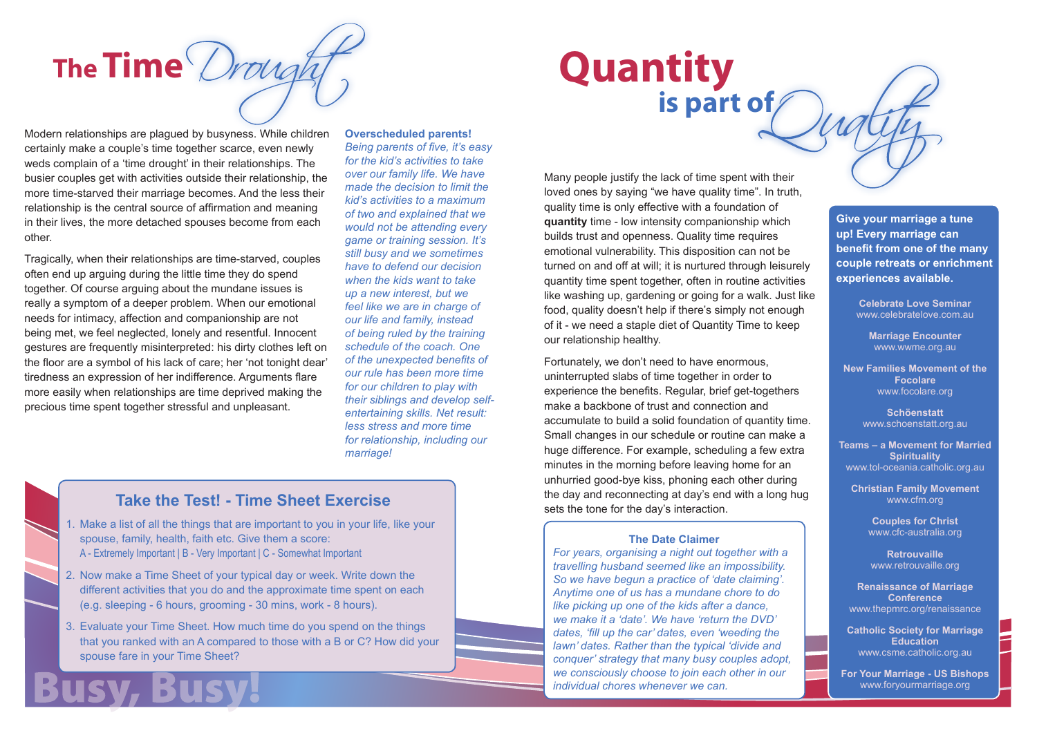# The Time Drought

Modern relationships are plagued by busyness. While children certainly make a couple's time together scarce, even newly weds complain of a 'time drought' in their relationships. The busier couples get with activities outside their relationship, the more time-starved their marriage becomes. And the less their relationship is the central source of affirmation and meaning in their lives, the more detached spouses become from each other.

Tragically, when their relationships are time-starved, couples often end up arguing during the little time they do spend together. Of course arguing about the mundane issues is really a symptom of a deeper problem. When our emotional needs for intimacy, affection and companionship are not being met, we feel neglected, lonely and resentful. Innocent gestures are frequently misinterpreted: his dirty clothes left on the floor are a symbol of his lack of care; her 'not tonight dear' tiredness an expression of her indifference. Arguments flare more easily when relationships are time deprived making the precious time spent together stressful and unpleasant.

**Overscheduled parents!**

*Being parents of five, it's easy for the kid's activities to take over our family life. We have made the decision to limit the kid's activities to a maximum of two and explained that we would not be attending every game or training session. It's still busy and we sometimes have to defend our decision when the kids want to take up a new interest, but we feel like we are in charge of our life and family, instead of being ruled by the training schedule of the coach. One of the unexpected benefits of our rule has been more time for our children to play with their siblings and develop self-entertaining skills. Net result: less stress and more time for relationship, including our marriage!*

## Take the Test! - Time Sheet Exercise

1. Make a list of all the things that are important to you in your life, like your spouse, family, health, faith etc. Give them a score:
   A - Extremely Important | B - Very Important | C - Somewhat Important
2. Now make a Time Sheet of your typical day or week. Write down the different activities that you do and the approximate time spent on each (e.g. sleeping - 6 hours, grooming - 30 mins, work - 8 hours).
3. Evaluate your Time Sheet. How much time do you spend on the things that you ranked with an A compared to those with a B or C? How did your spouse fare in your Time Sheet?

Busy, Busy!

# Quantity is part of Quality

Many people justify the lack of time spent with their loved ones by saying "we have quality time". In truth, quality time is only effective with a foundation of **quantity** time - low intensity companionship which builds trust and openness. Quality time requires emotional vulnerability. This disposition can not be turned on and off at will; it is nurtured through leisurely quantity time spent together, often in routine activities like washing up, gardening or going for a walk. Just like food, quality doesn't help if there's simply not enough of it - we need a staple diet of Quantity Time to keep our relationship healthy.

Fortunately, we don't need to have enormous, uninterrupted slabs of time together in order to experience the benefits. Regular, brief get-togethers make a backbone of trust and connection and accumulate to build a solid foundation of quantity time. Small changes in our schedule or routine can make a huge difference. For example, scheduling a few extra minutes in the morning before leaving home for an unhurried good-bye kiss, phoning each other during the day and reconnecting at day's end with a long hug sets the tone for the day's interaction.

**The Date Claimer**

*For years, organising a night out together with a travelling husband seemed like an impossibility. So we have begun a practice of 'date claiming'. Anytime one of us has a mundane chore to do like picking up one of the kids after a dance, we make it a 'date'. We have 'return the DVD' dates, 'fill up the car' dates, even 'weeding the lawn' dates. Rather than the typical 'divide and conquer' strategy that many busy couples adopt, we consciously choose to join each other in our individual chores whenever we can.*

**Give your marriage a tune up! Every marriage can benefit from one of the many couple retreats or enrichment experiences available.**

**Celebrate Love Seminar**
www.celebratelove.com.au

**Marriage Encounter**
www.wwme.org.au

**New Families Movement of the Focolare**
www.focolare.org

**Schöenstatt**
www.schoenstatt.org.au

**Teams – a Movement for Married Spirituality**
www.tol-oceania.catholic.org.au

**Christian Family Movement**
www.cfm.org

**Couples for Christ**
www.cfc-australia.org

**Retrouvaille**
www.retrouvaille.org

**Renaissance of Marriage Conference**
www.thepmrc.org/renaissance

**Catholic Society for Marriage Education**
www.csme.catholic.org.au

**For Your Marriage - US Bishops**
www.foryourmarriage.org